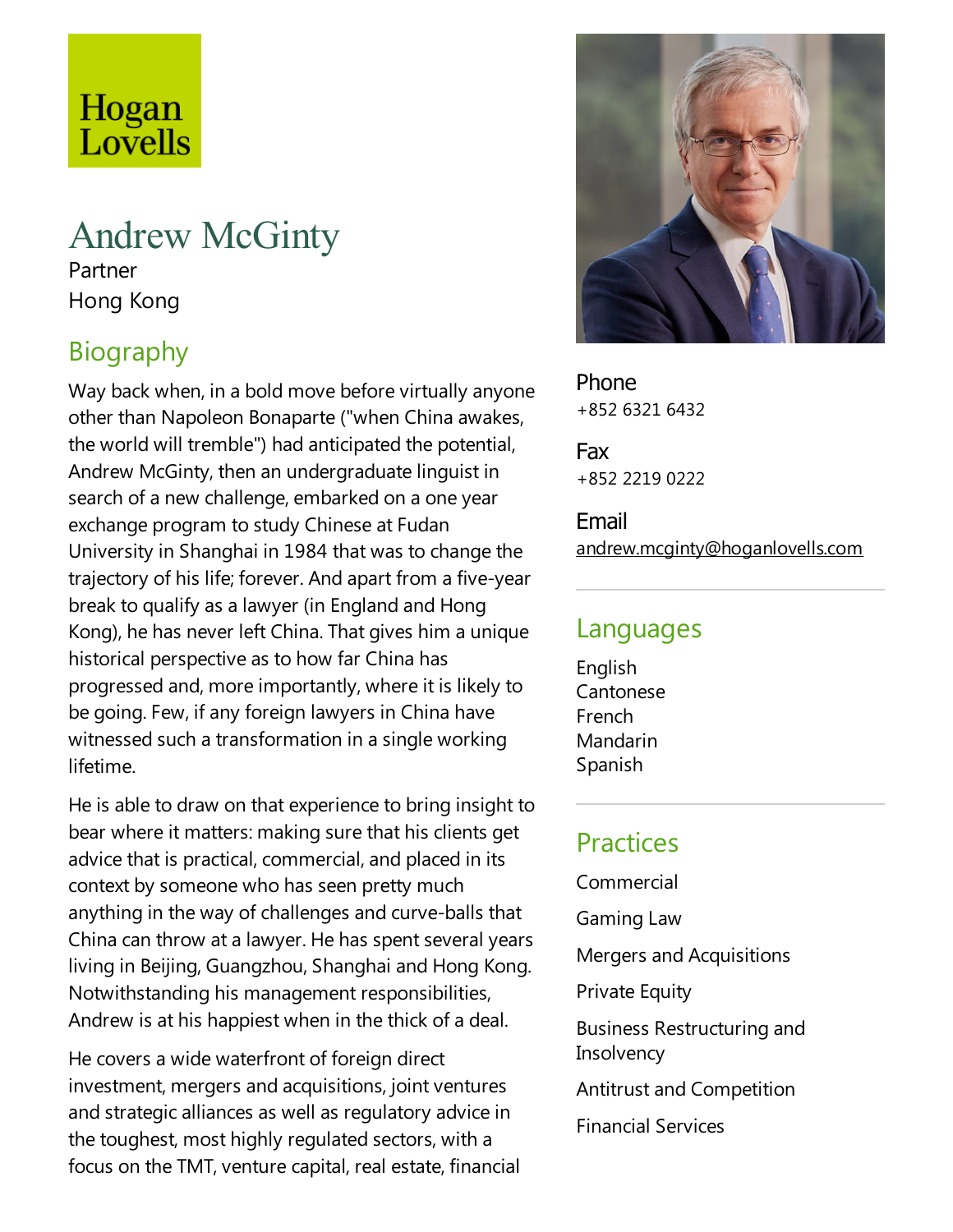Hogan Lovells

# Andrew McGinty

Partner

Hong Kong

## Biography

Way back when, in a bold move before virtually anyone other than Napoleon Bonaparte ("when China awakes, the world will tremble") had anticipated the potential, Andrew McGinty, then an undergraduate linguist in search of a new challenge, embarked on a one year exchange program to study Chinese at Fudan University in Shanghai in 1984 that was to change the trajectory of his life; forever. And apart from a five-year break to qualify as a lawyer (in England and Hong Kong), he has never left China. That gives him a unique historical perspective as to how far China has progressed and, more importantly, where it is likely to be going. Few, if any foreign lawyers in China have witnessed such a transformation in a single working lifetime.

He is able to draw on that experience to bring insight to bear where it matters: making sure that his clients get advice that is practical, commercial, and placed in its context by someone who has seen pretty much anything in the way of challenges and curve-balls that China can throw at a lawyer. He has spent several years living in Beijing, Guangzhou, Shanghai and Hong Kong. Notwithstanding his management responsibilities, Andrew is at his happiest when in the thick of a deal.

He covers a wide waterfront of foreign direct investment, mergers and acquisitions, joint ventures and strategic alliances as well as regulatory advice in the toughest, most highly regulated sectors, with a focus on the TMT, venture capital, real estate, financial

**Phone**
+852 6321 6432

**Fax**
+852 2219 0222

**Email**
andrew.mcginty@hoganlovells.com

## Languages

English
Cantonese
French
Mandarin
Spanish

## Practices

Commercial

Gaming Law

Mergers and Acquisitions

Private Equity

Business Restructuring and Insolvency

Antitrust and Competition

Financial Services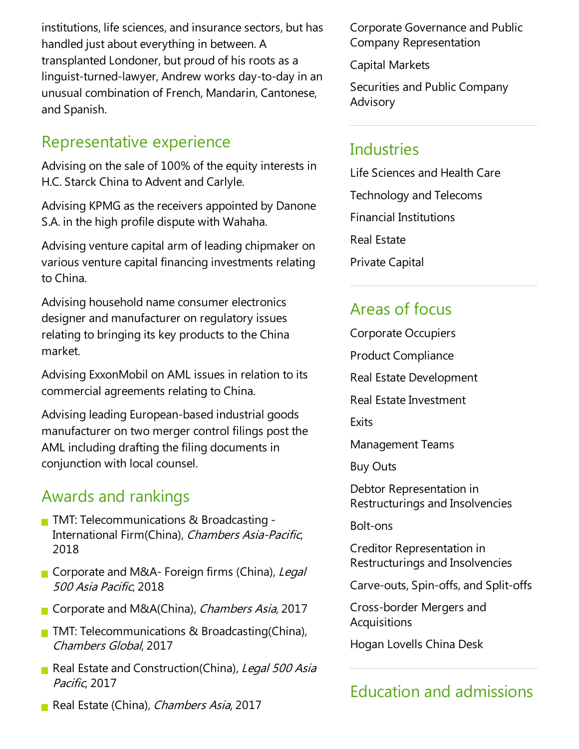institutions, life sciences, and insurance sectors, but has handled just about everything in between. A transplanted Londoner, but proud of his roots as a linguist-turned-lawyer, Andrew works day-to-day in an unusual combination of French, Mandarin, Cantonese, and Spanish.

## Representative experience

Advising on the sale of 100% of the equity interests in H.C. Starck China to Advent and Carlyle.

Advising KPMG as the receivers appointed by Danone S.A. in the high profile dispute with Wahaha.

Advising venture capital arm of leading chipmaker on various venture capital financing investments relating to China.

Advising household name consumer electronics designer and manufacturer on regulatory issues relating to bringing its key products to the China market.

Advising ExxonMobil on AML issues in relation to its commercial agreements relating to China.

Advising leading European-based industrial goods manufacturer on two merger control filings post the AML including drafting the filing documents in conjunction with local counsel.

## Awards and rankings

- TMT: Telecommunications & Broadcasting - International Firm(China), *Chambers Asia-Pacific*, 2018
- Corporate and M&A- Foreign firms (China), *Legal 500 Asia Pacific*, 2018
- Corporate and M&A(China), *Chambers Asia*, 2017
- TMT: Telecommunications & Broadcasting(China), *Chambers Global*, 2017
- Real Estate and Construction(China), *Legal 500 Asia Pacific*, 2017
- Real Estate (China), *Chambers Asia*, 2017

Corporate Governance and Public Company Representation

Capital Markets

Securities and Public Company Advisory

## Industries

Life Sciences and Health Care

Technology and Telecoms

Financial Institutions

Real Estate

Private Capital

## Areas of focus

Corporate Occupiers

Product Compliance

Real Estate Development

Real Estate Investment

Exits

Management Teams

Buy Outs

Debtor Representation in Restructurings and Insolvencies

Bolt-ons

Creditor Representation in Restructurings and Insolvencies

Carve-outs, Spin-offs, and Split-offs

Cross-border Mergers and Acquisitions

Hogan Lovells China Desk

## Education and admissions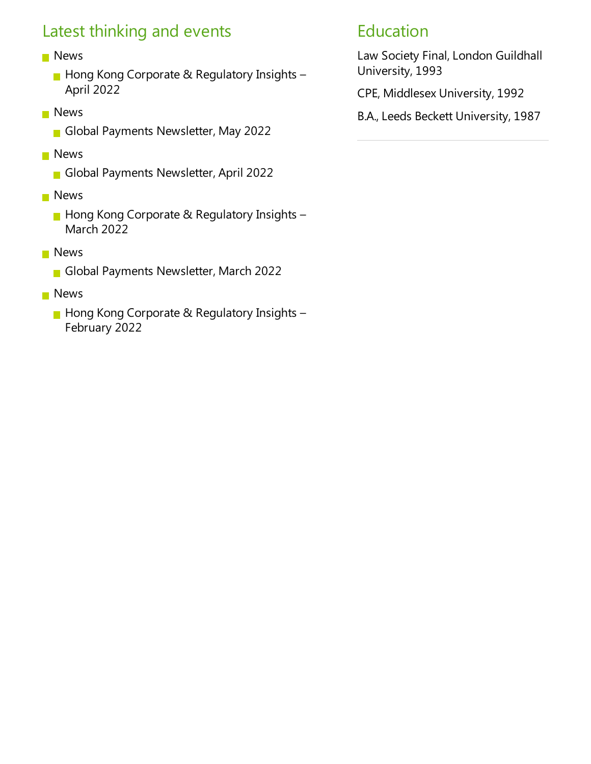## Latest thinking and events

- News
  - Hong Kong Corporate & Regulatory Insights – April 2022
- News
  - Global Payments Newsletter, May 2022
- News
  - Global Payments Newsletter, April 2022
- News
  - Hong Kong Corporate & Regulatory Insights – March 2022
- News
  - Global Payments Newsletter, March 2022
- News
  - Hong Kong Corporate & Regulatory Insights – February 2022

## Education

Law Society Final, London Guildhall University, 1993

CPE, Middlesex University, 1992

B.A., Leeds Beckett University, 1987